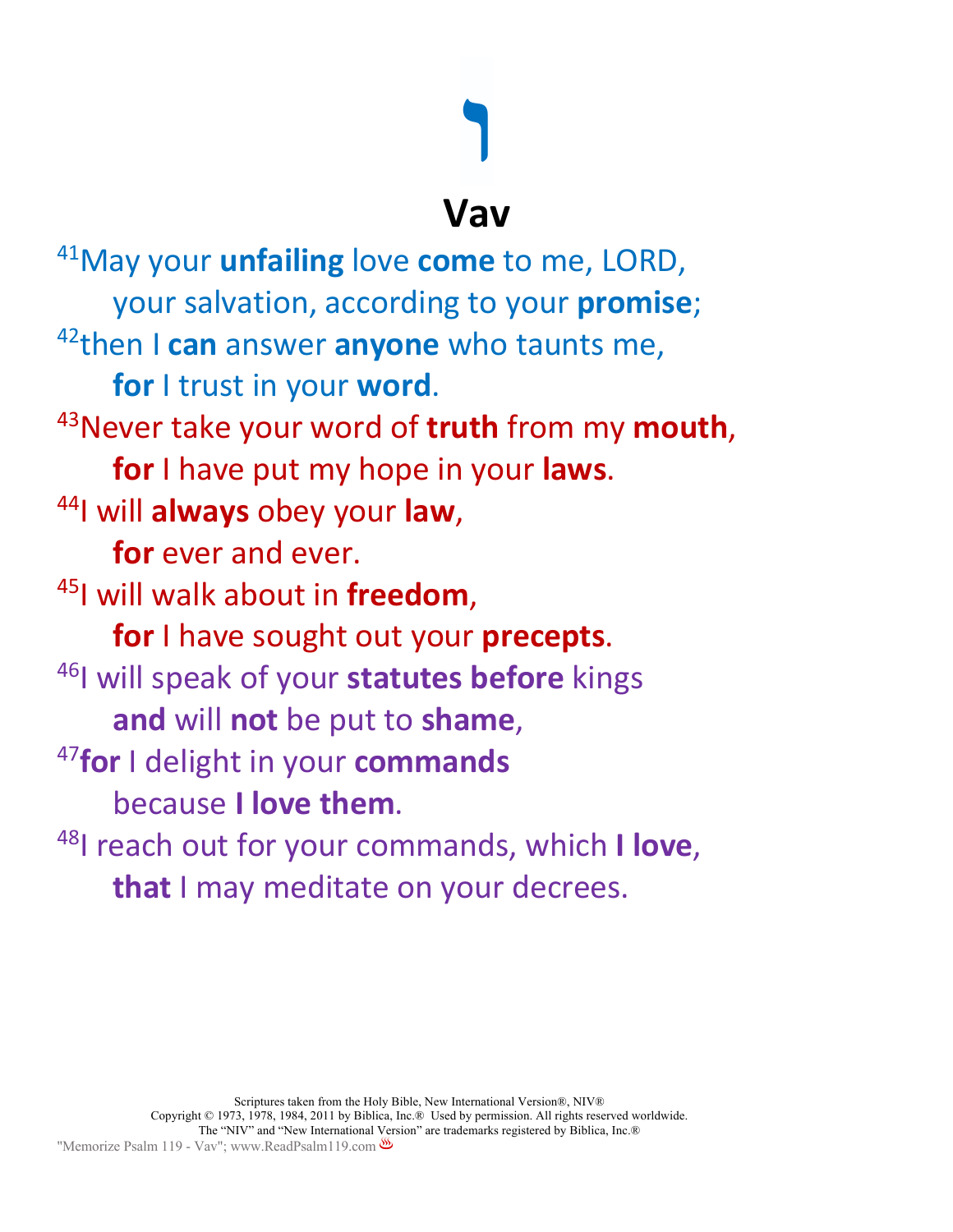# ו

# Vav

[41]May your **unfailing** love **come** to me, LORD,
your salvation, according to your **promise**;
[42]then I **can** answer **anyone** who taunts me,
**for** I trust in your **word**.
[43]Never take your word of **truth** from my **mouth**,
**for** I have put my hope in your **laws**.
[44]I will **always** obey your **law**,
**for** ever and ever.
[45]I will walk about in **freedom**,
**for** I have sought out your **precepts**.
[46]I will speak of your **statutes before** kings
**and** will **not** be put to **shame**,
[47]**for** I delight in your **commands**
because **I love them**.
[48]I reach out for your commands, which **I love**,
**that** I may meditate on your decrees.

Scriptures taken from the Holy Bible, New International Version®, NIV®
Copyright © 1973, 1978, 1984, 2011 by Biblica, Inc.® Used by permission. All rights reserved worldwide.
The "NIV" and "New International Version" are trademarks registered by Biblica, Inc.®
"Memorize Psalm 119 - Vav"; www.ReadPsalm119.com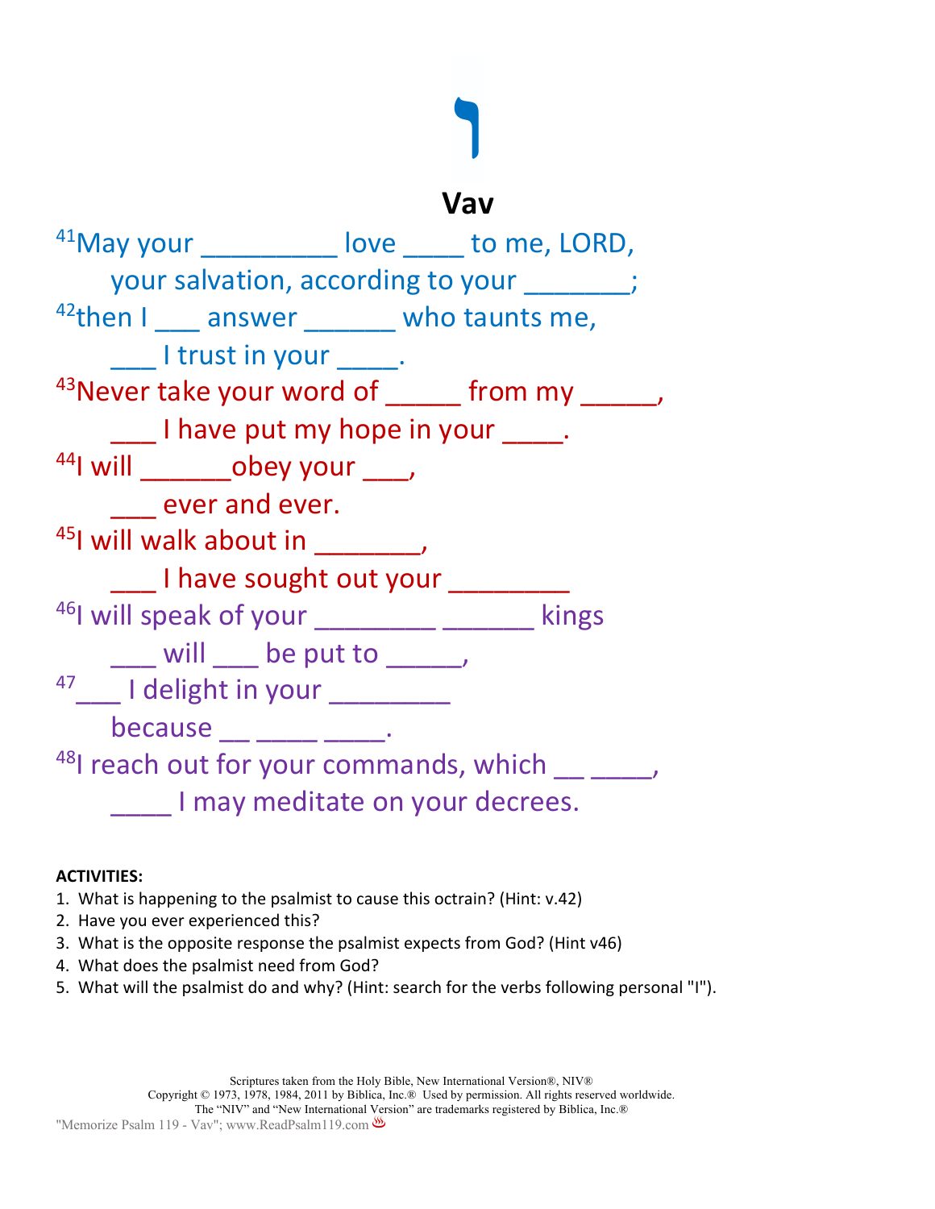# ו

## Vav

[41]May your _________ love ____ to me, LORD,
your salvation, according to your _______;

[42]then I ___ answer ______ who taunts me,
___ I trust in your ____.

[43]Never take your word of _____ from my _____,
___ I have put my hope in your ____.

[44]I will ______obey your ___,
___ ever and ever.

[45]I will walk about in _______,
___ I have sought out your ________

[46]I will speak of your ________ ______ kings
___ will ___ be put to _____,

[47]___ I delight in your ________
because __ ____ ____.

[48]I reach out for your commands, which __ ____,
____ I may meditate on your decrees.

**ACTIVITIES:**

1. What is happening to the psalmist to cause this octrain? (Hint: v.42)
2. Have you ever experienced this?
3. What is the opposite response the psalmist expects from God? (Hint v46)
4. What does the psalmist need from God?
5. What will the psalmist do and why? (Hint: search for the verbs following personal "I").

Scriptures taken from the Holy Bible, New International Version®, NIV®
Copyright © 1973, 1978, 1984, 2011 by Biblica, Inc.® Used by permission. All rights reserved worldwide.
The "NIV" and "New International Version" are trademarks registered by Biblica, Inc.®

"Memorize Psalm 119 - Vav"; www.ReadPsalm119.com